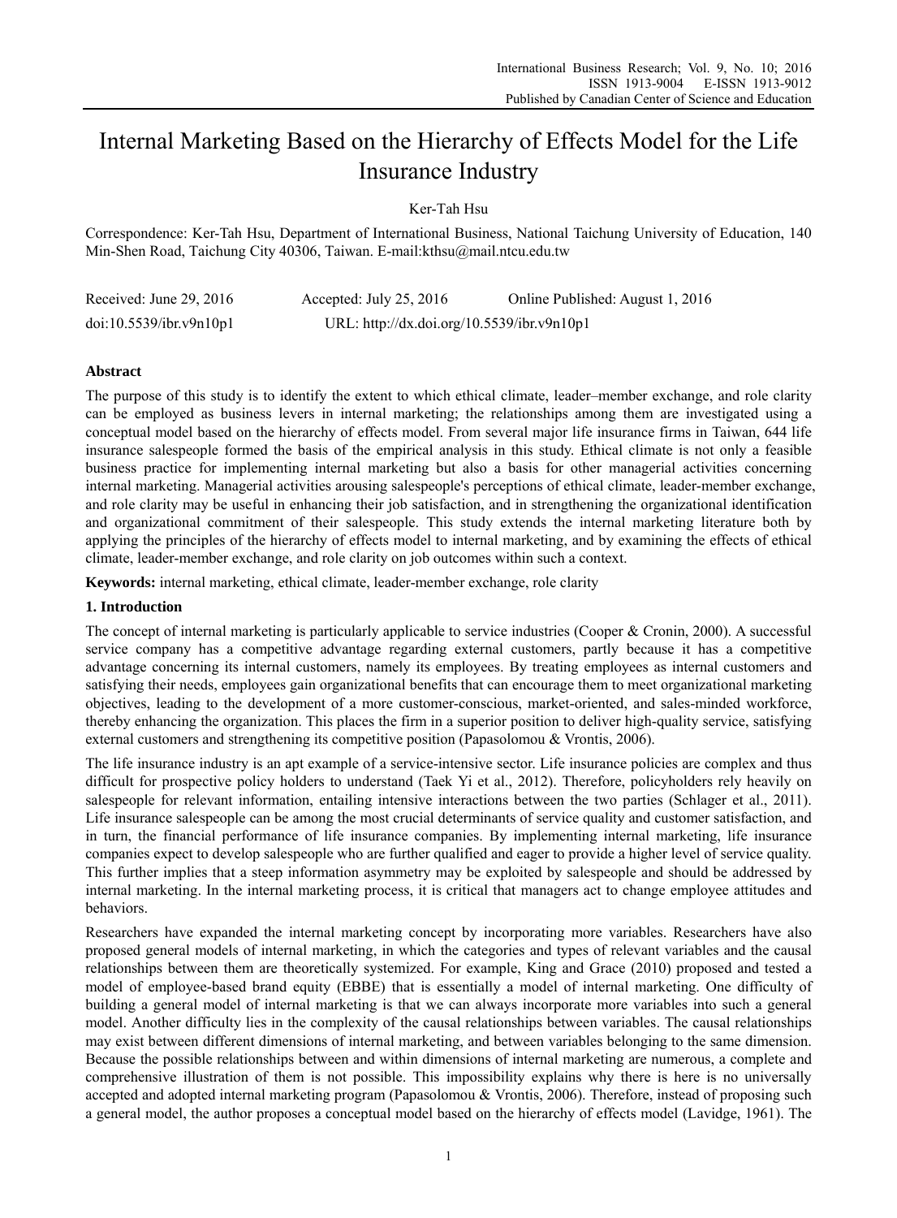# Internal Marketing Based on the Hierarchy of Effects Model for the Life Insurance Industry

Ker-Tah Hsu

Correspondence: Ker-Tah Hsu, Department of International Business, National Taichung University of Education, 140 Min-Shen Road, Taichung City 40306, Taiwan. E-mail:kthsu@mail.ntcu.edu.tw

| Received: June 29, 2016 | Accepted: July 25, 2016 | Online Published: August 1, 2016 |
|---|---|---|
| doi:10.5539/ibr.v9n10p1 | URL: http://dx.doi.org/10.5539/ibr.v9n10p1 | |

## Abstract

The purpose of this study is to identify the extent to which ethical climate, leader–member exchange, and role clarity can be employed as business levers in internal marketing; the relationships among them are investigated using a conceptual model based on the hierarchy of effects model. From several major life insurance firms in Taiwan, 644 life insurance salespeople formed the basis of the empirical analysis in this study. Ethical climate is not only a feasible business practice for implementing internal marketing but also a basis for other managerial activities concerning internal marketing. Managerial activities arousing salespeople's perceptions of ethical climate, leader-member exchange, and role clarity may be useful in enhancing their job satisfaction, and in strengthening the organizational identification and organizational commitment of their salespeople. This study extends the internal marketing literature both by applying the principles of the hierarchy of effects model to internal marketing, and by examining the effects of ethical climate, leader-member exchange, and role clarity on job outcomes within such a context.

**Keywords:** internal marketing, ethical climate, leader-member exchange, role clarity

## 1. Introduction

The concept of internal marketing is particularly applicable to service industries (Cooper & Cronin, 2000). A successful service company has a competitive advantage regarding external customers, partly because it has a competitive advantage concerning its internal customers, namely its employees. By treating employees as internal customers and satisfying their needs, employees gain organizational benefits that can encourage them to meet organizational marketing objectives, leading to the development of a more customer-conscious, market-oriented, and sales-minded workforce, thereby enhancing the organization. This places the firm in a superior position to deliver high-quality service, satisfying external customers and strengthening its competitive position (Papasolomou & Vrontis, 2006).

The life insurance industry is an apt example of a service-intensive sector. Life insurance policies are complex and thus difficult for prospective policy holders to understand (Taek Yi et al., 2012). Therefore, policyholders rely heavily on salespeople for relevant information, entailing intensive interactions between the two parties (Schlager et al., 2011). Life insurance salespeople can be among the most crucial determinants of service quality and customer satisfaction, and in turn, the financial performance of life insurance companies. By implementing internal marketing, life insurance companies expect to develop salespeople who are further qualified and eager to provide a higher level of service quality. This further implies that a steep information asymmetry may be exploited by salespeople and should be addressed by internal marketing. In the internal marketing process, it is critical that managers act to change employee attitudes and behaviors.

Researchers have expanded the internal marketing concept by incorporating more variables. Researchers have also proposed general models of internal marketing, in which the categories and types of relevant variables and the causal relationships between them are theoretically systemized. For example, King and Grace (2010) proposed and tested a model of employee-based brand equity (EBBE) that is essentially a model of internal marketing. One difficulty of building a general model of internal marketing is that we can always incorporate more variables into such a general model. Another difficulty lies in the complexity of the causal relationships between variables. The causal relationships may exist between different dimensions of internal marketing, and between variables belonging to the same dimension. Because the possible relationships between and within dimensions of internal marketing are numerous, a complete and comprehensive illustration of them is not possible. This impossibility explains why there is here is no universally accepted and adopted internal marketing program (Papasolomou & Vrontis, 2006). Therefore, instead of proposing such a general model, the author proposes a conceptual model based on the hierarchy of effects model (Lavidge, 1961). The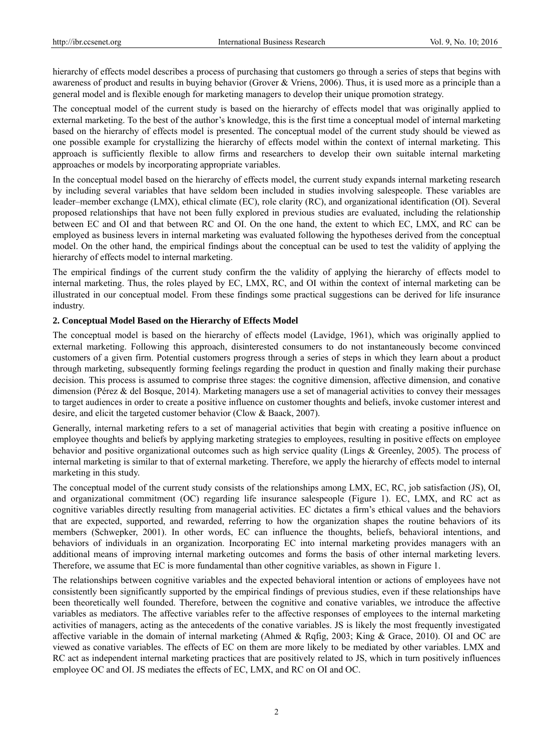hierarchy of effects model describes a process of purchasing that customers go through a series of steps that begins with awareness of product and results in buying behavior (Grover & Vriens, 2006). Thus, it is used more as a principle than a general model and is flexible enough for marketing managers to develop their unique promotion strategy.

The conceptual model of the current study is based on the hierarchy of effects model that was originally applied to external marketing. To the best of the author's knowledge, this is the first time a conceptual model of internal marketing based on the hierarchy of effects model is presented. The conceptual model of the current study should be viewed as one possible example for crystallizing the hierarchy of effects model within the context of internal marketing. This approach is sufficiently flexible to allow firms and researchers to develop their own suitable internal marketing approaches or models by incorporating appropriate variables.

In the conceptual model based on the hierarchy of effects model, the current study expands internal marketing research by including several variables that have seldom been included in studies involving salespeople. These variables are leader–member exchange (LMX), ethical climate (EC), role clarity (RC), and organizational identification (OI). Several proposed relationships that have not been fully explored in previous studies are evaluated, including the relationship between EC and OI and that between RC and OI. On the one hand, the extent to which EC, LMX, and RC can be employed as business levers in internal marketing was evaluated following the hypotheses derived from the conceptual model. On the other hand, the empirical findings about the conceptual can be used to test the validity of applying the hierarchy of effects model to internal marketing.

The empirical findings of the current study confirm the the validity of applying the hierarchy of effects model to internal marketing. Thus, the roles played by EC, LMX, RC, and OI within the context of internal marketing can be illustrated in our conceptual model. From these findings some practical suggestions can be derived for life insurance industry.

## 2. Conceptual Model Based on the Hierarchy of Effects Model

The conceptual model is based on the hierarchy of effects model (Lavidge, 1961), which was originally applied to external marketing. Following this approach, disinterested consumers to do not instantaneously become convinced customers of a given firm. Potential customers progress through a series of steps in which they learn about a product through marketing, subsequently forming feelings regarding the product in question and finally making their purchase decision. This process is assumed to comprise three stages: the cognitive dimension, affective dimension, and conative dimension (Pérez & del Bosque, 2014). Marketing managers use a set of managerial activities to convey their messages to target audiences in order to create a positive influence on customer thoughts and beliefs, invoke customer interest and desire, and elicit the targeted customer behavior (Clow & Baack, 2007).

Generally, internal marketing refers to a set of managerial activities that begin with creating a positive influence on employee thoughts and beliefs by applying marketing strategies to employees, resulting in positive effects on employee behavior and positive organizational outcomes such as high service quality (Lings & Greenley, 2005). The process of internal marketing is similar to that of external marketing. Therefore, we apply the hierarchy of effects model to internal marketing in this study.

The conceptual model of the current study consists of the relationships among LMX, EC, RC, job satisfaction (JS), OI, and organizational commitment (OC) regarding life insurance salespeople (Figure 1). EC, LMX, and RC act as cognitive variables directly resulting from managerial activities. EC dictates a firm's ethical values and the behaviors that are expected, supported, and rewarded, referring to how the organization shapes the routine behaviors of its members (Schwepker, 2001). In other words, EC can influence the thoughts, beliefs, behavioral intentions, and behaviors of individuals in an organization. Incorporating EC into internal marketing provides managers with an additional means of improving internal marketing outcomes and forms the basis of other internal marketing levers. Therefore, we assume that EC is more fundamental than other cognitive variables, as shown in Figure 1.

The relationships between cognitive variables and the expected behavioral intention or actions of employees have not consistently been significantly supported by the empirical findings of previous studies, even if these relationships have been theoretically well founded. Therefore, between the cognitive and conative variables, we introduce the affective variables as mediators. The affective variables refer to the affective responses of employees to the internal marketing activities of managers, acting as the antecedents of the conative variables. JS is likely the most frequently investigated affective variable in the domain of internal marketing (Ahmed & Rqfig, 2003; King & Grace, 2010). OI and OC are viewed as conative variables. The effects of EC on them are more likely to be mediated by other variables. LMX and RC act as independent internal marketing practices that are positively related to JS, which in turn positively influences employee OC and OI. JS mediates the effects of EC, LMX, and RC on OI and OC.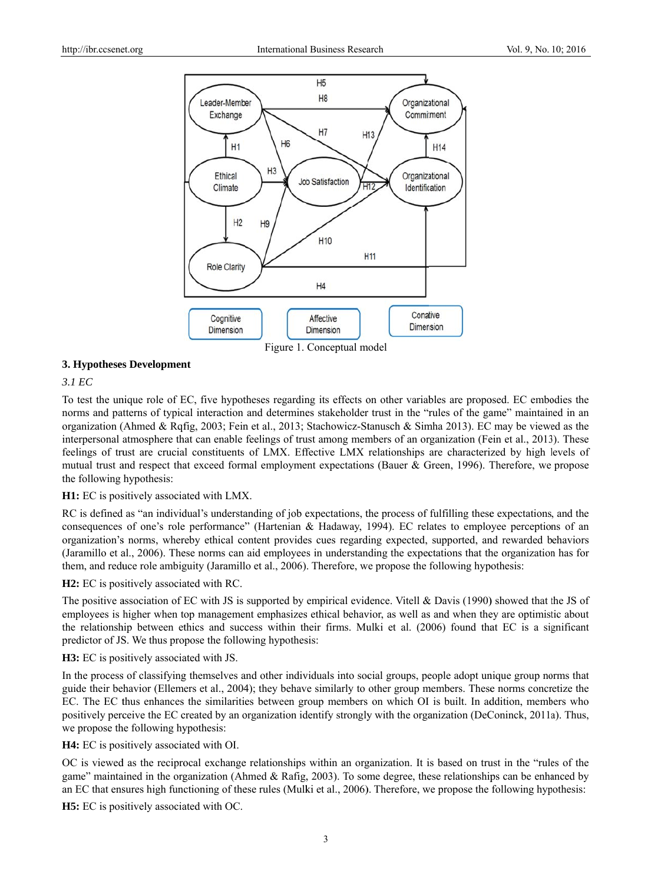Figure 1. Conceptual model

## 3. Hypotheses Development

### 3.1 EC

To test the unique role of EC, five hypotheses regarding its effects on other variables are proposed. EC embodies the norms and patterns of typical interaction and determines stakeholder trust in the "rules of the game" maintained in an organization (Ahmed & Rqfig, 2003; Fein et al., 2013; Stachowicz-Stanusch & Simha 2013). EC may be viewed as the interpersonal atmosphere that can enable feelings of trust among members of an organization (Fein et al., 2013). These feelings of trust are crucial constituents of LMX. Effective LMX relationships are characterized by high levels of mutual trust and respect that exceed formal employment expectations (Bauer & Green, 1996). Therefore, we propose the following hypothesis:

**H1:** EC is positively associated with LMX.

RC is defined as "an individual's understanding of job expectations, the process of fulfilling these expectations, and the consequences of one's role performance" (Hartenian & Hadaway, 1994). EC relates to employee perceptions of an organization's norms, whereby ethical content provides cues regarding expected, supported, and rewarded behaviors (Jaramillo et al., 2006). These norms can aid employees in understanding the expectations that the organization has for them, and reduce role ambiguity (Jaramillo et al., 2006). Therefore, we propose the following hypothesis:

**H2:** EC is positively associated with RC.

The positive association of EC with JS is supported by empirical evidence. Vitell & Davis (1990) showed that the JS of employees is higher when top management emphasizes ethical behavior, as well as and when they are optimistic about the relationship between ethics and success within their firms. Mulki et al. (2006) found that EC is a significant predictor of JS. We thus propose the following hypothesis:

**H3:** EC is positively associated with JS.

In the process of classifying themselves and other individuals into social groups, people adopt unique group norms that guide their behavior (Ellemers et al., 2004); they behave similarly to other group members. These norms concretize the EC. The EC thus enhances the similarities between group members on which OI is built. In addition, members who positively perceive the EC created by an organization identify strongly with the organization (DeConinck, 2011a). Thus, we propose the following hypothesis:

**H4:** EC is positively associated with OI.

OC is viewed as the reciprocal exchange relationships within an organization. It is based on trust in the "rules of the game" maintained in the organization (Ahmed & Rafig, 2003). To some degree, these relationships can be enhanced by an EC that ensures high functioning of these rules (Mulki et al., 2006). Therefore, we propose the following hypothesis:

**H5:** EC is positively associated with OC.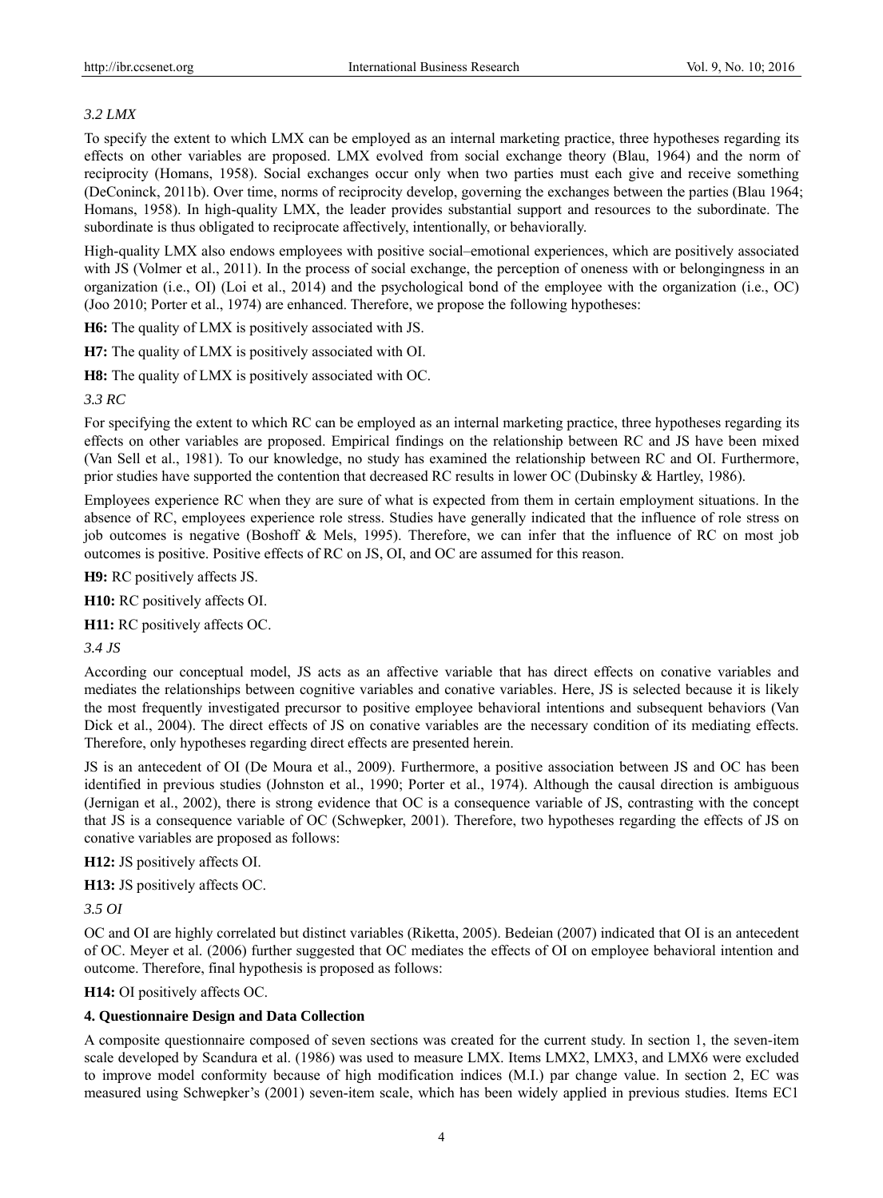### *3.2 LMX*

To specify the extent to which LMX can be employed as an internal marketing practice, three hypotheses regarding its effects on other variables are proposed. LMX evolved from social exchange theory (Blau, 1964) and the norm of reciprocity (Homans, 1958). Social exchanges occur only when two parties must each give and receive something (DeConinck, 2011b). Over time, norms of reciprocity develop, governing the exchanges between the parties (Blau 1964; Homans, 1958). In high-quality LMX, the leader provides substantial support and resources to the subordinate. The subordinate is thus obligated to reciprocate affectively, intentionally, or behaviorally.

High-quality LMX also endows employees with positive social–emotional experiences, which are positively associated with JS (Volmer et al., 2011). In the process of social exchange, the perception of oneness with or belongingness in an organization (i.e., OI) (Loi et al., 2014) and the psychological bond of the employee with the organization (i.e., OC) (Joo 2010; Porter et al., 1974) are enhanced. Therefore, we propose the following hypotheses:

**H6:** The quality of LMX is positively associated with JS.

**H7:** The quality of LMX is positively associated with OI.

**H8:** The quality of LMX is positively associated with OC.

### *3.3 RC*

For specifying the extent to which RC can be employed as an internal marketing practice, three hypotheses regarding its effects on other variables are proposed. Empirical findings on the relationship between RC and JS have been mixed (Van Sell et al., 1981). To our knowledge, no study has examined the relationship between RC and OI. Furthermore, prior studies have supported the contention that decreased RC results in lower OC (Dubinsky & Hartley, 1986).

Employees experience RC when they are sure of what is expected from them in certain employment situations. In the absence of RC, employees experience role stress. Studies have generally indicated that the influence of role stress on job outcomes is negative (Boshoff & Mels, 1995). Therefore, we can infer that the influence of RC on most job outcomes is positive. Positive effects of RC on JS, OI, and OC are assumed for this reason.

**H9:** RC positively affects JS.

**H10:** RC positively affects OI.

**H11:** RC positively affects OC.

### *3.4 JS*

According our conceptual model, JS acts as an affective variable that has direct effects on conative variables and mediates the relationships between cognitive variables and conative variables. Here, JS is selected because it is likely the most frequently investigated precursor to positive employee behavioral intentions and subsequent behaviors (Van Dick et al., 2004). The direct effects of JS on conative variables are the necessary condition of its mediating effects. Therefore, only hypotheses regarding direct effects are presented herein.

JS is an antecedent of OI (De Moura et al., 2009). Furthermore, a positive association between JS and OC has been identified in previous studies (Johnston et al., 1990; Porter et al., 1974). Although the causal direction is ambiguous (Jernigan et al., 2002), there is strong evidence that OC is a consequence variable of JS, contrasting with the concept that JS is a consequence variable of OC (Schwepker, 2001). Therefore, two hypotheses regarding the effects of JS on conative variables are proposed as follows:

**H12:** JS positively affects OI.

**H13:** JS positively affects OC.

### *3.5 OI*

OC and OI are highly correlated but distinct variables (Riketta, 2005). Bedeian (2007) indicated that OI is an antecedent of OC. Meyer et al. (2006) further suggested that OC mediates the effects of OI on employee behavioral intention and outcome. Therefore, final hypothesis is proposed as follows:

**H14:** OI positively affects OC.

## **4. Questionnaire Design and Data Collection**

A composite questionnaire composed of seven sections was created for the current study. In section 1, the seven-item scale developed by Scandura et al. (1986) was used to measure LMX. Items LMX2, LMX3, and LMX6 were excluded to improve model conformity because of high modification indices (M.I.) par change value. In section 2, EC was measured using Schwepker's (2001) seven-item scale, which has been widely applied in previous studies. Items EC1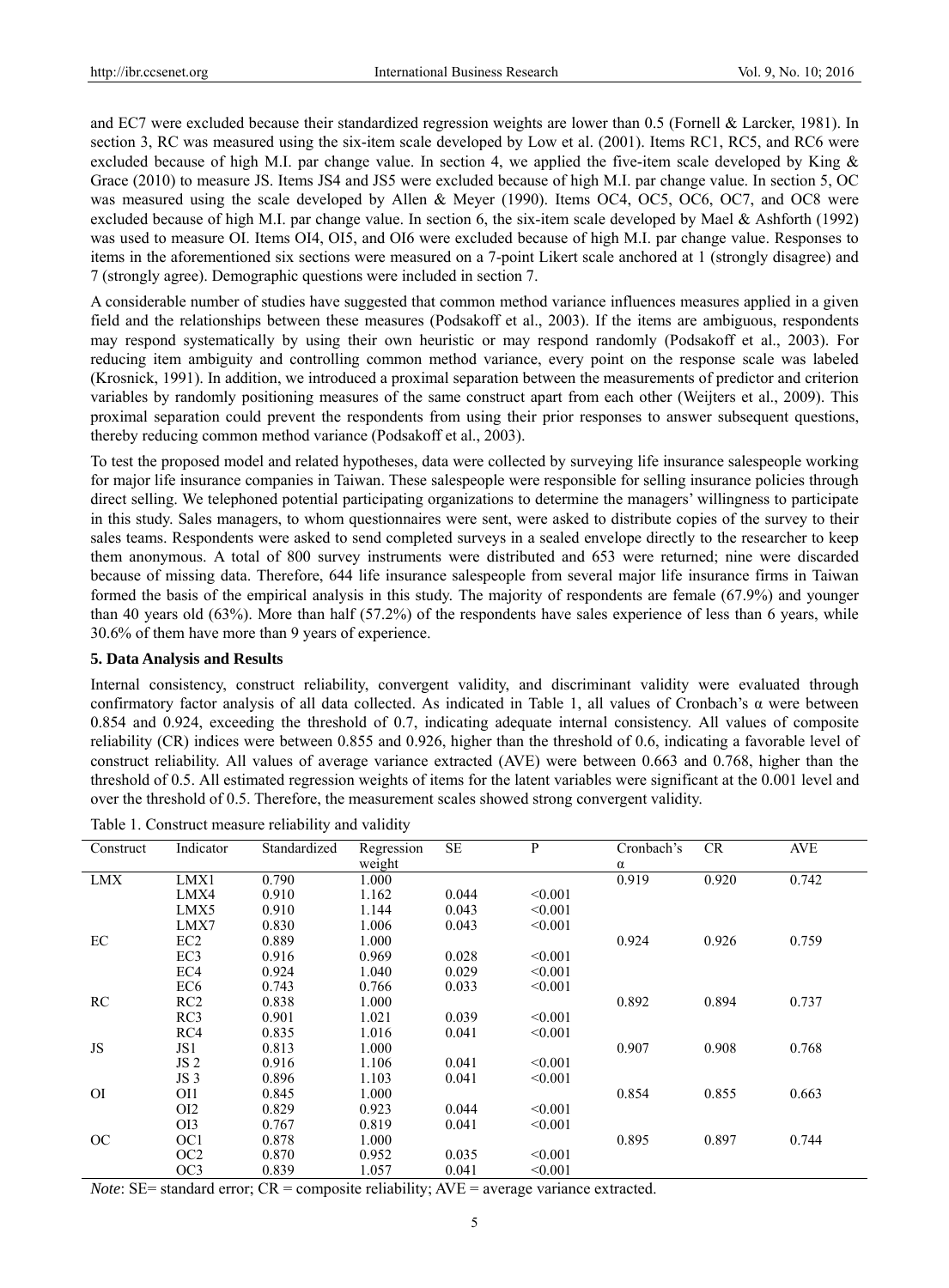and EC7 were excluded because their standardized regression weights are lower than 0.5 (Fornell & Larcker, 1981). In section 3, RC was measured using the six-item scale developed by Low et al. (2001). Items RC1, RC5, and RC6 were excluded because of high M.I. par change value. In section 4, we applied the five-item scale developed by King & Grace (2010) to measure JS. Items JS4 and JS5 were excluded because of high M.I. par change value. In section 5, OC was measured using the scale developed by Allen & Meyer (1990). Items OC4, OC5, OC6, OC7, and OC8 were excluded because of high M.I. par change value. In section 6, the six-item scale developed by Mael & Ashforth (1992) was used to measure OI. Items OI4, OI5, and OI6 were excluded because of high M.I. par change value. Responses to items in the aforementioned six sections were measured on a 7-point Likert scale anchored at 1 (strongly disagree) and 7 (strongly agree). Demographic questions were included in section 7.

A considerable number of studies have suggested that common method variance influences measures applied in a given field and the relationships between these measures (Podsakoff et al., 2003). If the items are ambiguous, respondents may respond systematically by using their own heuristic or may respond randomly (Podsakoff et al., 2003). For reducing item ambiguity and controlling common method variance, every point on the response scale was labeled (Krosnick, 1991). In addition, we introduced a proximal separation between the measurements of predictor and criterion variables by randomly positioning measures of the same construct apart from each other (Weijters et al., 2009). This proximal separation could prevent the respondents from using their prior responses to answer subsequent questions, thereby reducing common method variance (Podsakoff et al., 2003).

To test the proposed model and related hypotheses, data were collected by surveying life insurance salespeople working for major life insurance companies in Taiwan. These salespeople were responsible for selling insurance policies through direct selling. We telephoned potential participating organizations to determine the managers' willingness to participate in this study. Sales managers, to whom questionnaires were sent, were asked to distribute copies of the survey to their sales teams. Respondents were asked to send completed surveys in a sealed envelope directly to the researcher to keep them anonymous. A total of 800 survey instruments were distributed and 653 were returned; nine were discarded because of missing data. Therefore, 644 life insurance salespeople from several major life insurance firms in Taiwan formed the basis of the empirical analysis in this study. The majority of respondents are female (67.9%) and younger than 40 years old (63%). More than half (57.2%) of the respondents have sales experience of less than 6 years, while 30.6% of them have more than 9 years of experience.

## 5. Data Analysis and Results

Internal consistency, construct reliability, convergent validity, and discriminant validity were evaluated through confirmatory factor analysis of all data collected. As indicated in Table 1, all values of Cronbach's α were between 0.854 and 0.924, exceeding the threshold of 0.7, indicating adequate internal consistency. All values of composite reliability (CR) indices were between 0.855 and 0.926, higher than the threshold of 0.6, indicating a favorable level of construct reliability. All values of average variance extracted (AVE) were between 0.663 and 0.768, higher than the threshold of 0.5. All estimated regression weights of items for the latent variables were significant at the 0.001 level and over the threshold of 0.5. Therefore, the measurement scales showed strong convergent validity.

Table 1. Construct measure reliability and validity

| Construct | Indicator | Standardized | Regression weight | SE | P | Cronbach's α | CR | AVE |
|---|---|---|---|---|---|---|---|---|
| LMX | LMX1 | 0.790 | 1.000 | | | 0.919 | 0.920 | 0.742 |
| | LMX4 | 0.910 | 1.162 | 0.044 | <0.001 | | | |
| | LMX5 | 0.910 | 1.144 | 0.043 | <0.001 | | | |
| | LMX7 | 0.830 | 1.006 | 0.043 | <0.001 | | | |
| EC | EC2 | 0.889 | 1.000 | | | 0.924 | 0.926 | 0.759 |
| | EC3 | 0.916 | 0.969 | 0.028 | <0.001 | | | |
| | EC4 | 0.924 | 1.040 | 0.029 | <0.001 | | | |
| | EC6 | 0.743 | 0.766 | 0.033 | <0.001 | | | |
| RC | RC2 | 0.838 | 1.000 | | | 0.892 | 0.894 | 0.737 |
| | RC3 | 0.901 | 1.021 | 0.039 | <0.001 | | | |
| | RC4 | 0.835 | 1.016 | 0.041 | <0.001 | | | |
| JS | JS1 | 0.813 | 1.000 | | | 0.907 | 0.908 | 0.768 |
| | JS 2 | 0.916 | 1.106 | 0.041 | <0.001 | | | |
| | JS 3 | 0.896 | 1.103 | 0.041 | <0.001 | | | |
| OI | OI1 | 0.845 | 1.000 | | | 0.854 | 0.855 | 0.663 |
| | OI2 | 0.829 | 0.923 | 0.044 | <0.001 | | | |
| | OI3 | 0.767 | 0.819 | 0.041 | <0.001 | | | |
| OC | OC1 | 0.878 | 1.000 | | | 0.895 | 0.897 | 0.744 |
| | OC2 | 0.870 | 0.952 | 0.035 | <0.001 | | | |
| | OC3 | 0.839 | 1.057 | 0.041 | <0.001 | | | |

*Note*: SE= standard error; CR = composite reliability; AVE = average variance extracted.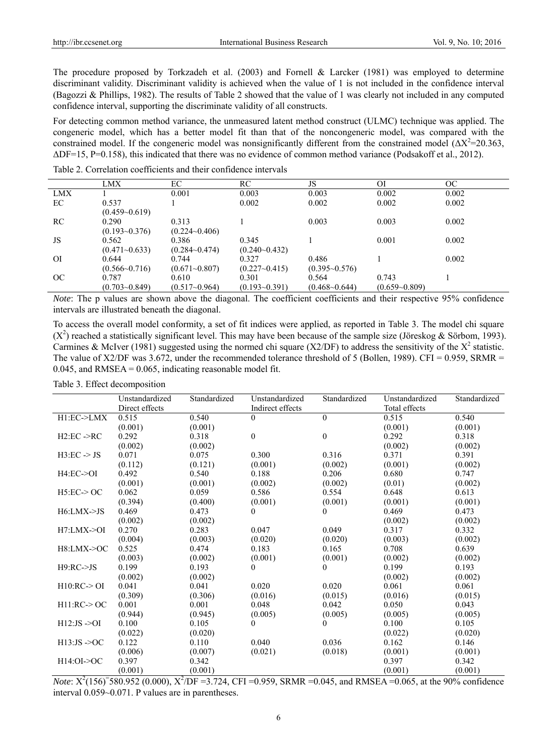The procedure proposed by Torkzadeh et al. (2003) and Fornell & Larcker (1981) was employed to determine discriminant validity. Discriminant validity is achieved when the value of 1 is not included in the confidence interval (Bagozzi & Phillips, 1982). The results of Table 2 showed that the value of 1 was clearly not included in any computed confidence interval, supporting the discriminate validity of all constructs.

For detecting common method variance, the unmeasured latent method construct (ULMC) technique was applied. The congeneric model, which has a better model fit than that of the noncongeneric model, was compared with the constrained model. If the congeneric model was nonsignificantly different from the constrained model ($\Delta X^2$=20.363, $\Delta$DF=15, P=0.158), this indicated that there was no evidence of common method variance (Podsakoff et al., 2012).

Table 2. Correlation coefficients and their confidence intervals

| | LMX | EC | RC | JS | OI | OC |
|---|---|---|---|---|---|---|
| LMX | 1 | 0.001 | 0.003 | 0.003 | 0.002 | 0.002 |
| EC | 0.537 (0.459~0.619) | 1 | 0.002 | 0.002 | 0.002 | 0.002 |
| RC | 0.290 (0.193~0.376) | 0.313 (0.224~0.406) | 1 | 0.003 | 0.003 | 0.002 |
| JS | 0.562 (0.471~0.633) | 0.386 (0.284~0.474) | 0.345 (0.240~0.432) | 1 | 0.001 | 0.002 |
| OI | 0.644 (0.566~0.716) | 0.744 (0.671~0.807) | 0.327 (0.227~0.415) | 0.486 (0.395~0.576) | 1 | 0.002 |
| OC | 0.787 (0.703~0.849) | 0.610 (0.517~0.964) | 0.301 (0.193~0.391) | 0.564 (0.468~0.644) | 0.743 (0.659~0.809) | 1 |

*Note*: The p values are shown above the diagonal. The coefficient coefficients and their respective 95% confidence intervals are illustrated beneath the diagonal.

To access the overall model conformity, a set of fit indices were applied, as reported in Table 3. The model chi square ($X^2$) reached a statistically significant level. This may have been because of the sample size (Jöreskog & Sörbom, 1993). Carmines & McIver (1981) suggested using the normed chi square (X2/DF) to address the sensitivity of the $X^2$ statistic. The value of X2/DF was 3.672, under the recommended tolerance threshold of 5 (Bollen, 1989). CFI = 0.959, SRMR = 0.045, and RMSEA = 0.065, indicating reasonable model fit.

Table 3. Effect decomposition

| | Unstandardized Direct effects | Standardized | Unstandardized Indirect effects | Standardized | Unstandardized Total effects | Standardized |
|---|---|---|---|---|---|---|
| H1:EC->LMX | 0.515 (0.001) | 0.540 (0.001) | 0 | 0 | 0.515 (0.001) | 0.540 (0.001) |
| H2:EC ->RC | 0.292 (0.002) | 0.318 (0.002) | 0 | 0 | 0.292 (0.002) | 0.318 (0.002) |
| H3:EC -> JS | 0.071 (0.112) | 0.075 (0.121) | 0.300 (0.001) | 0.316 (0.002) | 0.371 (0.001) | 0.391 (0.002) |
| H4:EC->OI | 0.492 (0.001) | 0.540 (0.001) | 0.188 (0.002) | 0.206 (0.002) | 0.680 (0.01) | 0.747 (0.002) |
| H5:EC-> OC | 0.062 (0.394) | 0.059 (0.400) | 0.586 (0.001) | 0.554 (0.001) | 0.648 (0.001) | 0.613 (0.001) |
| H6:LMX->JS | 0.469 (0.002) | 0.473 (0.002) | 0 | 0 | 0.469 (0.002) | 0.473 (0.002) |
| H7:LMX->OI | 0.270 (0.004) | 0.283 (0.003) | 0.047 (0.020) | 0.049 (0.020) | 0.317 (0.003) | 0.332 (0.002) |
| H8:LMX->OC | 0.525 (0.003) | 0.474 (0.002) | 0.183 (0.001) | 0.165 (0.001) | 0.708 (0.002) | 0.639 (0.002) |
| H9:RC->JS | 0.199 (0.002) | 0.193 (0.002) | 0 | 0 | 0.199 (0.002) | 0.193 (0.002) |
| H10:RC-> OI | 0.041 (0.309) | 0.041 (0.306) | 0.020 (0.016) | 0.020 (0.015) | 0.061 (0.016) | 0.061 (0.015) |
| H11:RC-> OC | 0.001 (0.944) | 0.001 (0.945) | 0.048 (0.005) | 0.042 (0.005) | 0.050 (0.005) | 0.043 (0.005) |
| H12:JS ->OI | 0.100 (0.022) | 0.105 (0.020) | 0 | 0 | 0.100 (0.022) | 0.105 (0.020) |
| H13:JS ->OC | 0.122 (0.006) | 0.110 (0.007) | 0.040 (0.021) | 0.036 (0.018) | 0.162 (0.001) | 0.146 (0.001) |
| H14:OI->OC | 0.397 (0.001) | 0.342 (0.001) | | | 0.397 (0.001) | 0.342 (0.001) |

*Note*: $X^2(156)$=580.952 (0.000), $X^2$/DF =3.724, CFI =0.959, SRMR =0.045, and RMSEA =0.065, at the 90% confidence interval 0.059~0.071. P values are in parentheses.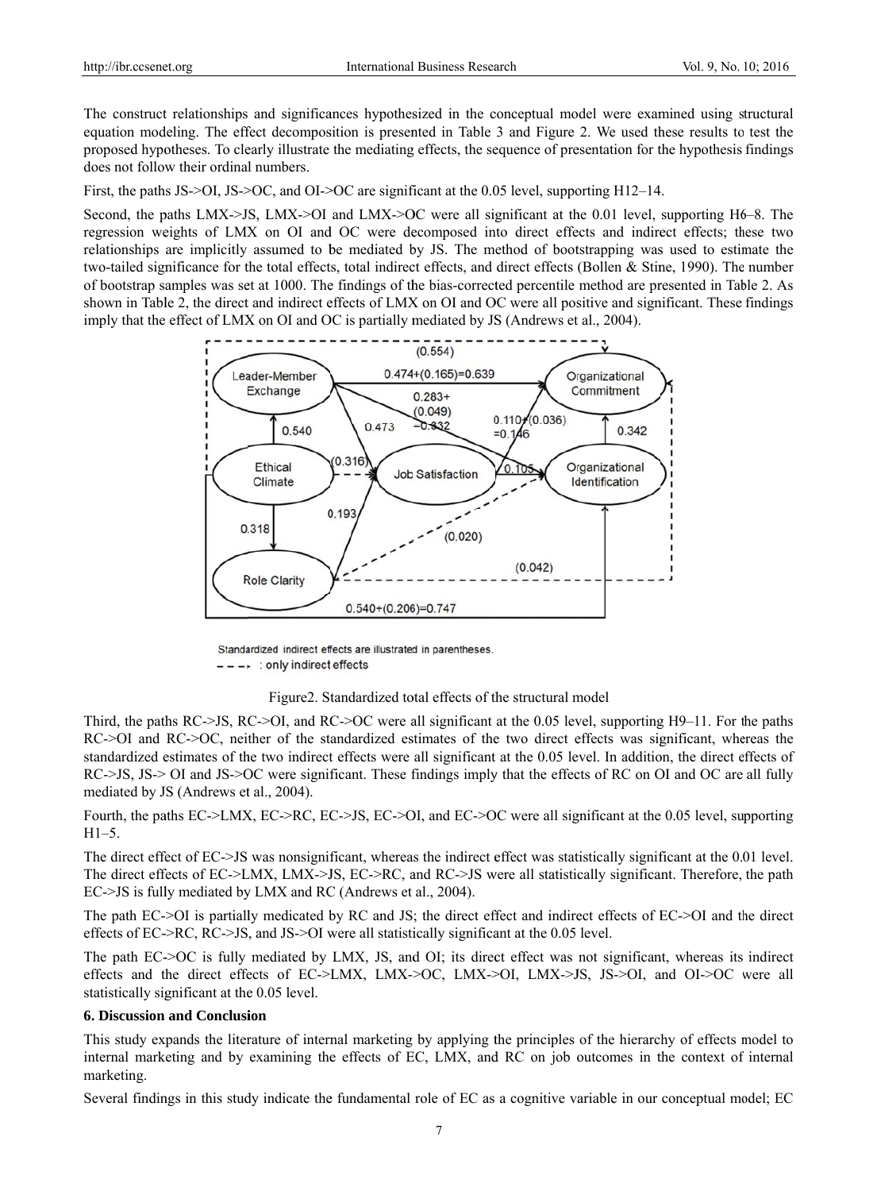The construct relationships and significances hypothesized in the conceptual model were examined using structural equation modeling. The effect decomposition is presented in Table 3 and Figure 2. We used these results to test the proposed hypotheses. To clearly illustrate the mediating effects, the sequence of presentation for the hypothesis findings does not follow their ordinal numbers.

First, the paths JS->OI, JS->OC, and OI->OC are significant at the 0.05 level, supporting H12–14.

Second, the paths LMX->JS, LMX->OI and LMX->OC were all significant at the 0.01 level, supporting H6–8. The regression weights of LMX on OI and OC were decomposed into direct effects and indirect effects; these two relationships are implicitly assumed to be mediated by JS. The method of bootstrapping was used to estimate the two-tailed significance for the total effects, total indirect effects, and direct effects (Bollen & Stine, 1990). The number of bootstrap samples was set at 1000. The findings of the bias-corrected percentile method are presented in Table 2. As shown in Table 2, the direct and indirect effects of LMX on OI and OC were all positive and significant. These findings imply that the effect of LMX on OI and OC is partially mediated by JS (Andrews et al., 2004).

Standardized indirect effects are illustrated in parentheses.
- - -> : only indirect effects

Figure2. Standardized total effects of the structural model

Third, the paths RC->JS, RC->OI, and RC->OC were all significant at the 0.05 level, supporting H9–11. For the paths RC->OI and RC->OC, neither of the standardized estimates of the two direct effects was significant, whereas the standardized estimates of the two indirect effects were all significant at the 0.05 level. In addition, the direct effects of RC->JS, JS-> OI and JS->OC were significant. These findings imply that the effects of RC on OI and OC are all fully mediated by JS (Andrews et al., 2004).

Fourth, the paths EC->LMX, EC->RC, EC->JS, EC->OI, and EC->OC were all significant at the 0.05 level, supporting H1–5.

The direct effect of EC->JS was nonsignificant, whereas the indirect effect was statistically significant at the 0.01 level. The direct effects of EC->LMX, LMX->JS, EC->RC, and RC->JS were all statistically significant. Therefore, the path EC->JS is fully mediated by LMX and RC (Andrews et al., 2004).

The path EC->OI is partially medicated by RC and JS; the direct effect and indirect effects of EC->OI and the direct effects of EC->RC, RC->JS, and JS->OI were all statistically significant at the 0.05 level.

The path EC->OC is fully mediated by LMX, JS, and OI; its direct effect was not significant, whereas its indirect effects and the direct effects of EC->LMX, LMX->OC, LMX->OI, LMX->JS, JS->OI, and OI->OC were all statistically significant at the 0.05 level.

## 6. Discussion and Conclusion

This study expands the literature of internal marketing by applying the principles of the hierarchy of effects model to internal marketing and by examining the effects of EC, LMX, and RC on job outcomes in the context of internal marketing.

Several findings in this study indicate the fundamental role of EC as a cognitive variable in our conceptual model; EC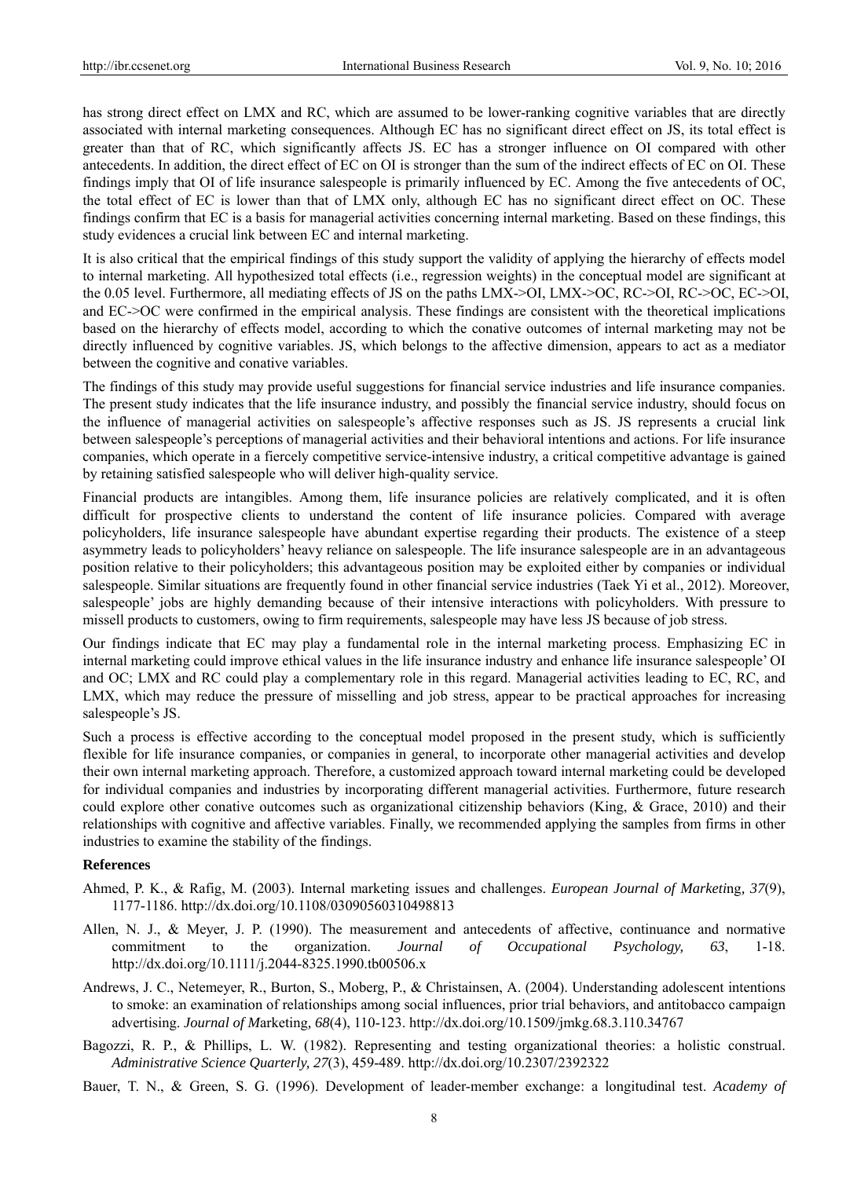has strong direct effect on LMX and RC, which are assumed to be lower-ranking cognitive variables that are directly associated with internal marketing consequences. Although EC has no significant direct effect on JS, its total effect is greater than that of RC, which significantly affects JS. EC has a stronger influence on OI compared with other antecedents. In addition, the direct effect of EC on OI is stronger than the sum of the indirect effects of EC on OI. These findings imply that OI of life insurance salespeople is primarily influenced by EC. Among the five antecedents of OC, the total effect of EC is lower than that of LMX only, although EC has no significant direct effect on OC. These findings confirm that EC is a basis for managerial activities concerning internal marketing. Based on these findings, this study evidences a crucial link between EC and internal marketing.

It is also critical that the empirical findings of this study support the validity of applying the hierarchy of effects model to internal marketing. All hypothesized total effects (i.e., regression weights) in the conceptual model are significant at the 0.05 level. Furthermore, all mediating effects of JS on the paths LMX->OI, LMX->OC, RC->OI, RC->OC, EC->OI, and EC->OC were confirmed in the empirical analysis. These findings are consistent with the theoretical implications based on the hierarchy of effects model, according to which the conative outcomes of internal marketing may not be directly influenced by cognitive variables. JS, which belongs to the affective dimension, appears to act as a mediator between the cognitive and conative variables.

The findings of this study may provide useful suggestions for financial service industries and life insurance companies. The present study indicates that the life insurance industry, and possibly the financial service industry, should focus on the influence of managerial activities on salespeople's affective responses such as JS. JS represents a crucial link between salespeople's perceptions of managerial activities and their behavioral intentions and actions. For life insurance companies, which operate in a fiercely competitive service-intensive industry, a critical competitive advantage is gained by retaining satisfied salespeople who will deliver high-quality service.

Financial products are intangibles. Among them, life insurance policies are relatively complicated, and it is often difficult for prospective clients to understand the content of life insurance policies. Compared with average policyholders, life insurance salespeople have abundant expertise regarding their products. The existence of a steep asymmetry leads to policyholders' heavy reliance on salespeople. The life insurance salespeople are in an advantageous position relative to their policyholders; this advantageous position may be exploited either by companies or individual salespeople. Similar situations are frequently found in other financial service industries (Taek Yi et al., 2012). Moreover, salespeople' jobs are highly demanding because of their intensive interactions with policyholders. With pressure to missell products to customers, owing to firm requirements, salespeople may have less JS because of job stress.

Our findings indicate that EC may play a fundamental role in the internal marketing process. Emphasizing EC in internal marketing could improve ethical values in the life insurance industry and enhance life insurance salespeople' OI and OC; LMX and RC could play a complementary role in this regard. Managerial activities leading to EC, RC, and LMX, which may reduce the pressure of misselling and job stress, appear to be practical approaches for increasing salespeople's JS.

Such a process is effective according to the conceptual model proposed in the present study, which is sufficiently flexible for life insurance companies, or companies in general, to incorporate other managerial activities and develop their own internal marketing approach. Therefore, a customized approach toward internal marketing could be developed for individual companies and industries by incorporating different managerial activities. Furthermore, future research could explore other conative outcomes such as organizational citizenship behaviors (King, & Grace, 2010) and their relationships with cognitive and affective variables. Finally, we recommended applying the samples from firms in other industries to examine the stability of the findings.

**References**

Ahmed, P. K., & Rafig, M. (2003). Internal marketing issues and challenges. *European Journal of Marketing, 37*(9), 1177-1186. http://dx.doi.org/10.1108/03090560310498813

Allen, N. J., & Meyer, J. P. (1990). The measurement and antecedents of affective, continuance and normative commitment to the organization. *Journal of Occupational Psychology, 63*, 1-18. http://dx.doi.org/10.1111/j.2044-8325.1990.tb00506.x

Andrews, J. C., Netemeyer, R., Burton, S., Moberg, P., & Christainsen, A. (2004). Understanding adolescent intentions to smoke: an examination of relationships among social influences, prior trial behaviors, and antitobacco campaign advertising. *Journal of Marketing, 68*(4), 110-123. http://dx.doi.org/10.1509/jmkg.68.3.110.34767

Bagozzi, R. P., & Phillips, L. W. (1982). Representing and testing organizational theories: a holistic construal. *Administrative Science Quarterly, 27*(3), 459-489. http://dx.doi.org/10.2307/2392322

Bauer, T. N., & Green, S. G. (1996). Development of leader-member exchange: a longitudinal test. *Academy of*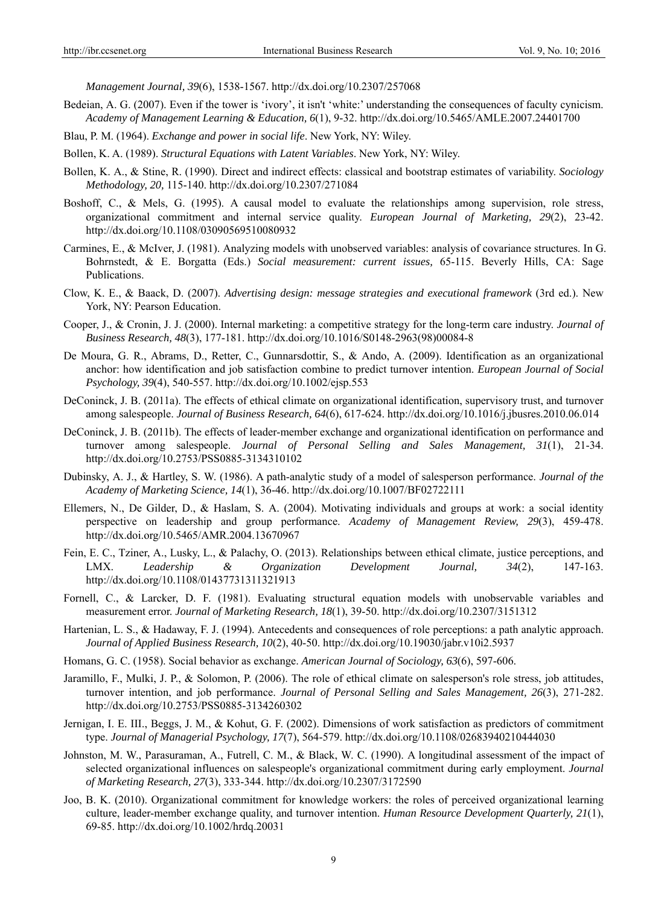*Management Journal, 39*(6), 1538-1567. http://dx.doi.org/10.2307/257068

Bedeian, A. G. (2007). Even if the tower is 'ivory', it isn't 'white:' understanding the consequences of faculty cynicism. *Academy of Management Learning & Education, 6*(1), 9-32. http://dx.doi.org/10.5465/AMLE.2007.24401700

Blau, P. M. (1964). *Exchange and power in social life*. New York, NY: Wiley.

Bollen, K. A. (1989). *Structural Equations with Latent Variables*. New York, NY: Wiley.

Bollen, K. A., & Stine, R. (1990). Direct and indirect effects: classical and bootstrap estimates of variability. *Sociology Methodology, 20,* 115-140. http://dx.doi.org/10.2307/271084

Boshoff, C., & Mels, G. (1995). A causal model to evaluate the relationships among supervision, role stress, organizational commitment and internal service quality. *European Journal of Marketing, 29*(2), 23-42. http://dx.doi.org/10.1108/03090569510080932

Carmines, E., & McIver, J. (1981). Analyzing models with unobserved variables: analysis of covariance structures. In G. Bohrnstedt, & E. Borgatta (Eds.) *Social measurement: current issues,* 65-115. Beverly Hills, CA: Sage Publications.

Clow, K. E., & Baack, D. (2007). *Advertising design: message strategies and executional framework* (3rd ed.). New York, NY: Pearson Education.

Cooper, J., & Cronin, J. J. (2000). Internal marketing: a competitive strategy for the long-term care industry. *Journal of Business Research, 48*(3), 177-181. http://dx.doi.org/10.1016/S0148-2963(98)00084-8

De Moura, G. R., Abrams, D., Retter, C., Gunnarsdottir, S., & Ando, A. (2009). Identification as an organizational anchor: how identification and job satisfaction combine to predict turnover intention. *European Journal of Social Psychology, 39*(4), 540-557. http://dx.doi.org/10.1002/ejsp.553

DeConinck, J. B. (2011a). The effects of ethical climate on organizational identification, supervisory trust, and turnover among salespeople. *Journal of Business Research, 64*(6), 617-624. http://dx.doi.org/10.1016/j.jbusres.2010.06.014

DeConinck, J. B. (2011b). The effects of leader-member exchange and organizational identification on performance and turnover among salespeople. *Journal of Personal Selling and Sales Management, 31*(1), 21-34. http://dx.doi.org/10.2753/PSS0885-3134310102

Dubinsky, A. J., & Hartley, S. W. (1986). A path-analytic study of a model of salesperson performance. *Journal of the Academy of Marketing Science, 14*(1), 36-46. http://dx.doi.org/10.1007/BF02722111

Ellemers, N., De Gilder, D., & Haslam, S. A. (2004). Motivating individuals and groups at work: a social identity perspective on leadership and group performance. *Academy of Management Review, 29*(3), 459-478. http://dx.doi.org/10.5465/AMR.2004.13670967

Fein, E. C., Tziner, A., Lusky, L., & Palachy, O. (2013). Relationships between ethical climate, justice perceptions, and LMX. *Leadership & Organization Development Journal, 34*(2), 147-163. http://dx.doi.org/10.1108/01437731311321913

Fornell, C., & Larcker, D. F. (1981). Evaluating structural equation models with unobservable variables and measurement error. *Journal of Marketing Research, 18*(1), 39-50. http://dx.doi.org/10.2307/3151312

Hartenian, L. S., & Hadaway, F. J. (1994). Antecedents and consequences of role perceptions: a path analytic approach. *Journal of Applied Business Research, 10*(2), 40-50. http://dx.doi.org/10.19030/jabr.v10i2.5937

Homans, G. C. (1958). Social behavior as exchange. *American Journal of Sociology, 63*(6), 597-606.

Jaramillo, F., Mulki, J. P., & Solomon, P. (2006). The role of ethical climate on salesperson's role stress, job attitudes, turnover intention, and job performance. *Journal of Personal Selling and Sales Management, 26*(3), 271-282. http://dx.doi.org/10.2753/PSS0885-3134260302

Jernigan, I. E. III., Beggs, J. M., & Kohut, G. F. (2002). Dimensions of work satisfaction as predictors of commitment type. *Journal of Managerial Psychology, 17*(7), 564-579. http://dx.doi.org/10.1108/02683940210444030

Johnston, M. W., Parasuraman, A., Futrell, C. M., & Black, W. C. (1990). A longitudinal assessment of the impact of selected organizational influences on salespeople's organizational commitment during early employment. *Journal of Marketing Research, 27*(3), 333-344. http://dx.doi.org/10.2307/3172590

Joo, B. K. (2010). Organizational commitment for knowledge workers: the roles of perceived organizational learning culture, leader-member exchange quality, and turnover intention. *Human Resource Development Quarterly, 21*(1), 69-85. http://dx.doi.org/10.1002/hrdq.20031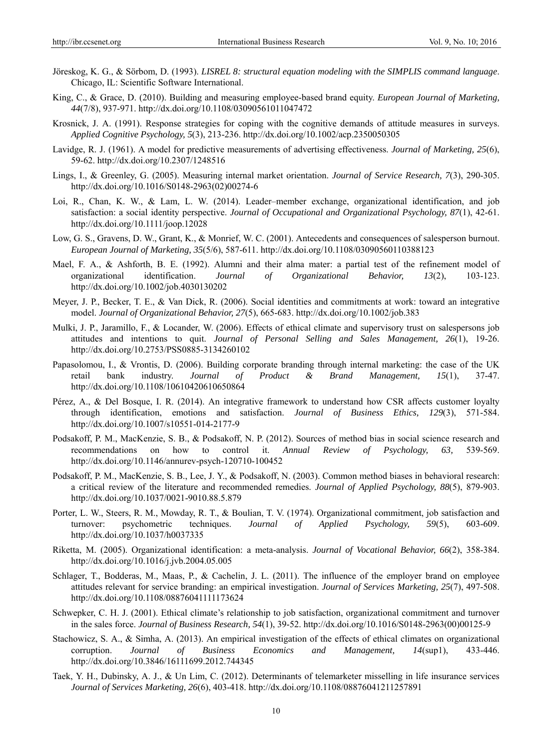Jöreskog, K. G., & Sörbom, D. (1993). *LISREL 8: structural equation modeling with the SIMPLIS command language*. Chicago, IL: Scientific Software International.

King, C., & Grace, D. (2010). Building and measuring employee-based brand equity. *European Journal of Marketing, 44*(7/8), 937-971. http://dx.doi.org/10.1108/03090561011047472

Krosnick, J. A. (1991). Response strategies for coping with the cognitive demands of attitude measures in surveys. *Applied Cognitive Psychology, 5*(3), 213-236. http://dx.doi.org/10.1002/acp.2350050305

Lavidge, R. J. (1961). A model for predictive measurements of advertising effectiveness. *Journal of Marketing, 25*(6), 59-62. http://dx.doi.org/10.2307/1248516

Lings, I., & Greenley, G. (2005). Measuring internal market orientation. *Journal of Service Research, 7*(3), 290-305. http://dx.doi.org/10.1016/S0148-2963(02)00274-6

Loi, R., Chan, K. W., & Lam, L. W. (2014). Leader–member exchange, organizational identification, and job satisfaction: a social identity perspective. *Journal of Occupational and Organizational Psychology, 87*(1), 42-61. http://dx.doi.org/10.1111/joop.12028

Low, G. S., Gravens, D. W., Grant, K., & Monrief, W. C. (2001). Antecedents and consequences of salesperson burnout. *European Journal of Marketing, 35*(5/6), 587-611. http://dx.doi.org/10.1108/03090560110388123

Mael, F. A., & Ashforth, B. E. (1992). Alumni and their alma mater: a partial test of the refinement model of organizational identification. *Journal of Organizational Behavior, 13*(2), 103-123. http://dx.doi.org/10.1002/job.4030130202

Meyer, J. P., Becker, T. E., & Van Dick, R. (2006). Social identities and commitments at work: toward an integrative model. *Journal of Organizational Behavior, 27*(5), 665-683. http://dx.doi.org/10.1002/job.383

Mulki, J. P., Jaramillo, F., & Locander, W. (2006). Effects of ethical climate and supervisory trust on salespersons job attitudes and intentions to quit. *Journal of Personal Selling and Sales Management, 26*(1), 19-26. http://dx.doi.org/10.2753/PSS0885-3134260102

Papasolomou, I., & Vrontis, D. (2006). Building corporate branding through internal marketing: the case of the UK retail bank industry. *Journal of Product & Brand Management, 15*(1), 37-47. http://dx.doi.org/10.1108/10610420610650864

Pérez, A., & Del Bosque, I. R. (2014). An integrative framework to understand how CSR affects customer loyalty through identification, emotions and satisfaction. *Journal of Business Ethics, 129*(3), 571-584. http://dx.doi.org/10.1007/s10551-014-2177-9

Podsakoff, P. M., MacKenzie, S. B., & Podsakoff, N. P. (2012). Sources of method bias in social science research and recommendations on how to control it. *Annual Review of Psychology, 63,* 539-569. http://dx.doi.org/10.1146/annurev-psych-120710-100452

Podsakoff, P. M., MacKenzie, S. B., Lee, J. Y., & Podsakoff, N. (2003). Common method biases in behavioral research: a critical review of the literature and recommended remedies. *Journal of Applied Psychology, 88*(5), 879-903. http://dx.doi.org/10.1037/0021-9010.88.5.879

Porter, L. W., Steers, R. M., Mowday, R. T., & Boulian, T. V. (1974). Organizational commitment, job satisfaction and turnover: psychometric techniques. *Journal of Applied Psychology, 59*(5), 603-609. http://dx.doi.org/10.1037/h0037335

Riketta, M. (2005). Organizational identification: a meta-analysis. *Journal of Vocational Behavior, 66*(2), 358-384. http://dx.doi.org/10.1016/j.jvb.2004.05.005

Schlager, T., Bodderas, M., Maas, P., & Cachelin, J. L. (2011). The influence of the employer brand on employee attitudes relevant for service branding: an empirical investigation. *Journal of Services Marketing, 25*(7), 497-508. http://dx.doi.org/10.1108/08876041111173624

Schwepker, C. H. J. (2001). Ethical climate's relationship to job satisfaction, organizational commitment and turnover in the sales force. *Journal of Business Research, 54*(1), 39-52. http://dx.doi.org/10.1016/S0148-2963(00)00125-9

Stachowicz, S. A., & Simha, A. (2013). An empirical investigation of the effects of ethical climates on organizational corruption. *Journal of Business Economics and Management, 14*(sup1), 433-446. http://dx.doi.org/10.3846/16111699.2012.744345

Taek, Y. H., Dubinsky, A. J., & Un Lim, C. (2012). Determinants of telemarketer misselling in life insurance services *Journal of Services Marketing, 26*(6), 403-418. http://dx.doi.org/10.1108/08876041211257891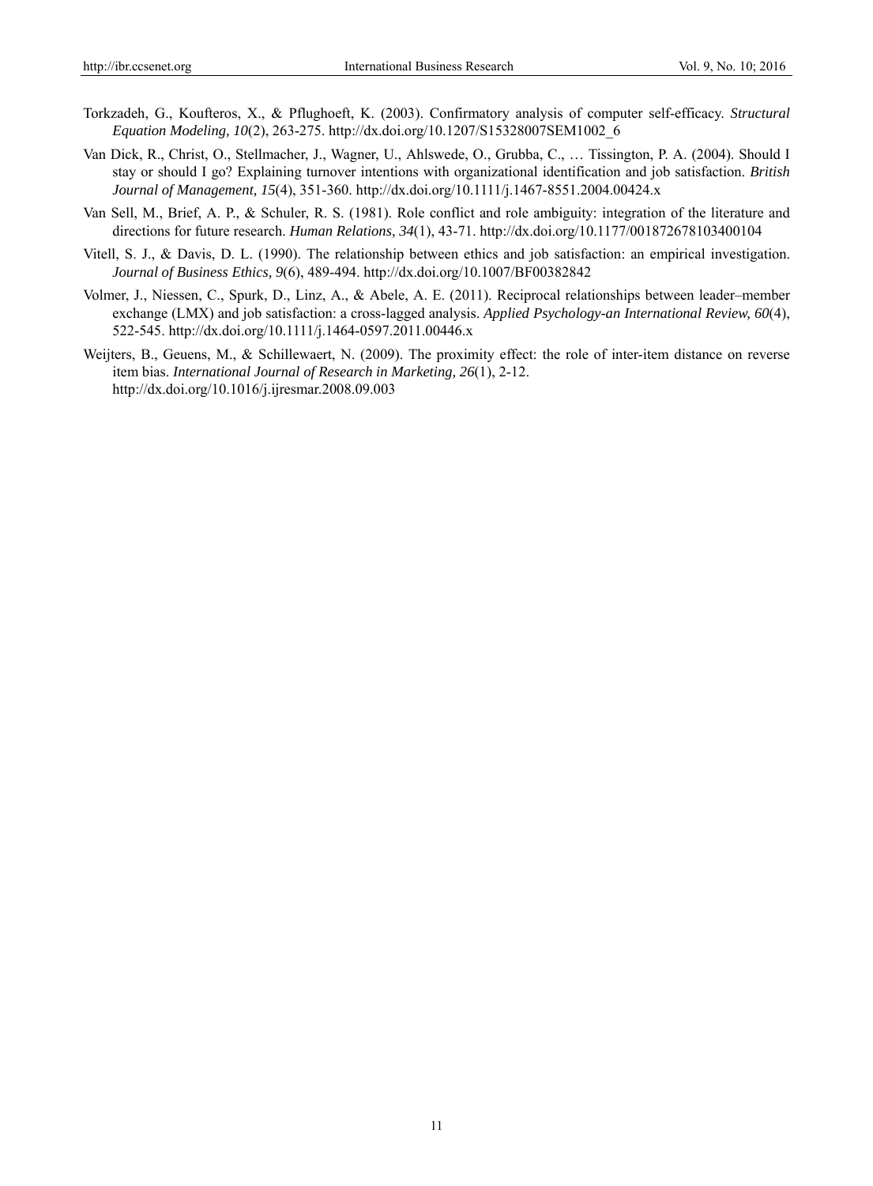Torkzadeh, G., Koufteros, X., & Pflughoeft, K. (2003). Confirmatory analysis of computer self-efficacy. *Structural Equation Modeling, 10*(2), 263-275. http://dx.doi.org/10.1207/S15328007SEM1002_6

Van Dick, R., Christ, O., Stellmacher, J., Wagner, U., Ahlswede, O., Grubba, C., … Tissington, P. A. (2004). Should I stay or should I go? Explaining turnover intentions with organizational identification and job satisfaction. *British Journal of Management, 15*(4), 351-360. http://dx.doi.org/10.1111/j.1467-8551.2004.00424.x

Van Sell, M., Brief, A. P., & Schuler, R. S. (1981). Role conflict and role ambiguity: integration of the literature and directions for future research. *Human Relations, 34*(1), 43-71. http://dx.doi.org/10.1177/001872678103400104

Vitell, S. J., & Davis, D. L. (1990). The relationship between ethics and job satisfaction: an empirical investigation. *Journal of Business Ethics, 9*(6), 489-494. http://dx.doi.org/10.1007/BF00382842

Volmer, J., Niessen, C., Spurk, D., Linz, A., & Abele, A. E. (2011). Reciprocal relationships between leader–member exchange (LMX) and job satisfaction: a cross-lagged analysis. *Applied Psychology-an International Review, 60*(4), 522-545. http://dx.doi.org/10.1111/j.1464-0597.2011.00446.x

Weijters, B., Geuens, M., & Schillewaert, N. (2009). The proximity effect: the role of inter-item distance on reverse item bias. *International Journal of Research in Marketing, 26*(1), 2-12. http://dx.doi.org/10.1016/j.ijresmar.2008.09.003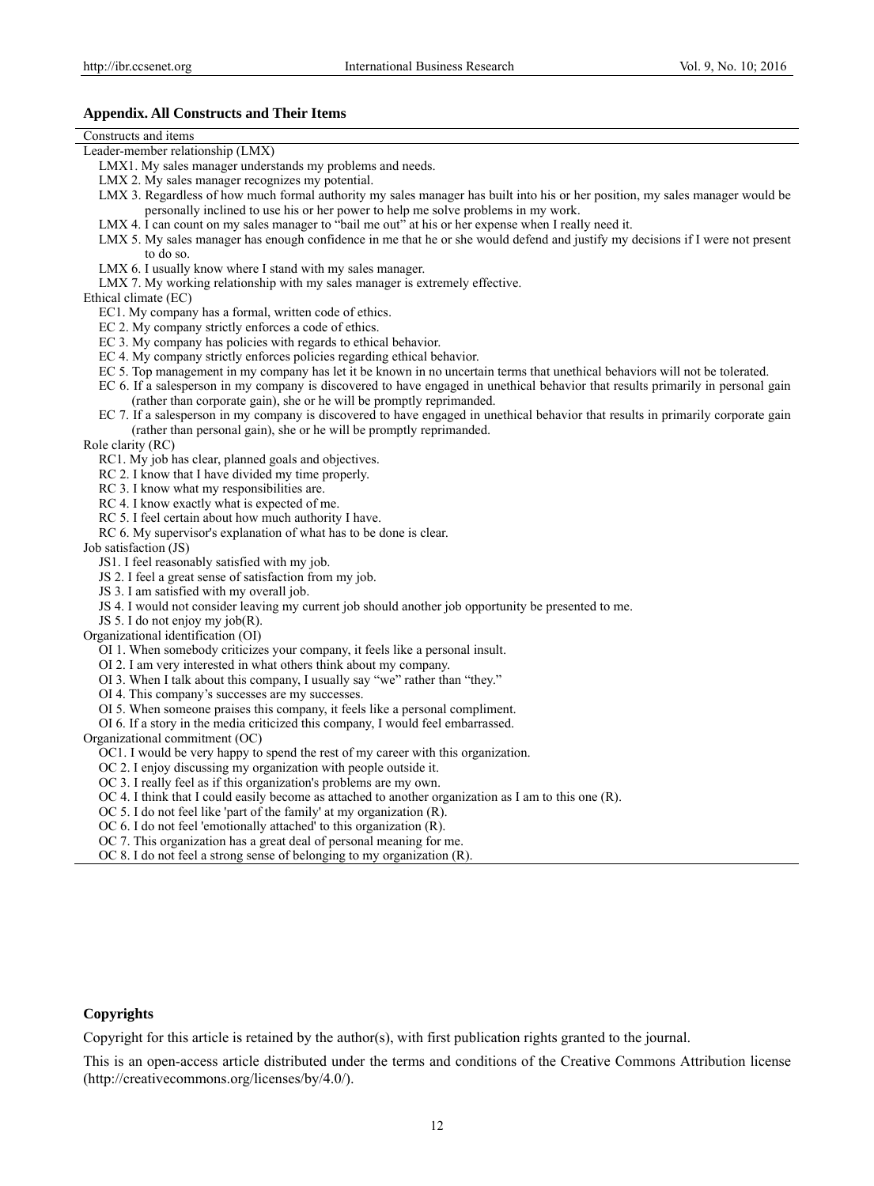### Appendix. All Constructs and Their Items

| Constructs and items |
|---|
| Leader-member relationship (LMX) |
| LMX1. My sales manager understands my problems and needs. |
| LMX 2. My sales manager recognizes my potential. |
| LMX 3. Regardless of how much formal authority my sales manager has built into his or her position, my sales manager would be personally inclined to use his or her power to help me solve problems in my work. |
| LMX 4. I can count on my sales manager to "bail me out" at his or her expense when I really need it. |
| LMX 5. My sales manager has enough confidence in me that he or she would defend and justify my decisions if I were not present to do so. |
| LMX 6. I usually know where I stand with my sales manager. |
| LMX 7. My working relationship with my sales manager is extremely effective. |
| Ethical climate (EC) |
| EC1. My company has a formal, written code of ethics. |
| EC 2. My company strictly enforces a code of ethics. |
| EC 3. My company has policies with regards to ethical behavior. |
| EC 4. My company strictly enforces policies regarding ethical behavior. |
| EC 5. Top management in my company has let it be known in no uncertain terms that unethical behaviors will not be tolerated. |
| EC 6. If a salesperson in my company is discovered to have engaged in unethical behavior that results primarily in personal gain (rather than corporate gain), she or he will be promptly reprimanded. |
| EC 7. If a salesperson in my company is discovered to have engaged in unethical behavior that results in primarily corporate gain (rather than personal gain), she or he will be promptly reprimanded. |
| Role clarity (RC) |
| RC1. My job has clear, planned goals and objectives. |
| RC 2. I know that I have divided my time properly. |
| RC 3. I know what my responsibilities are. |
| RC 4. I know exactly what is expected of me. |
| RC 5. I feel certain about how much authority I have. |
| RC 6. My supervisor's explanation of what has to be done is clear. |
| Job satisfaction (JS) |
| JS1. I feel reasonably satisfied with my job. |
| JS 2. I feel a great sense of satisfaction from my job. |
| JS 3. I am satisfied with my overall job. |
| JS 4. I would not consider leaving my current job should another job opportunity be presented to me. |
| JS 5. I do not enjoy my job(R). |
| Organizational identification (OI) |
| OI 1. When somebody criticizes your company, it feels like a personal insult. |
| OI 2. I am very interested in what others think about my company. |
| OI 3. When I talk about this company, I usually say "we" rather than "they." |
| OI 4. This company's successes are my successes. |
| OI 5. When someone praises this company, it feels like a personal compliment. |
| OI 6. If a story in the media criticized this company, I would feel embarrassed. |
| Organizational commitment (OC) |
| OC1. I would be very happy to spend the rest of my career with this organization. |
| OC 2. I enjoy discussing my organization with people outside it. |
| OC 3. I really feel as if this organization's problems are my own. |
| OC 4. I think that I could easily become as attached to another organization as I am to this one (R). |
| OC 5. I do not feel like 'part of the family' at my organization (R). |
| OC 6. I do not feel 'emotionally attached' to this organization (R). |
| OC 7. This organization has a great deal of personal meaning for me. |
| OC 8. I do not feel a strong sense of belonging to my organization (R). |

### Copyrights

Copyright for this article is retained by the author(s), with first publication rights granted to the journal.

This is an open-access article distributed under the terms and conditions of the Creative Commons Attribution license (http://creativecommons.org/licenses/by/4.0/).